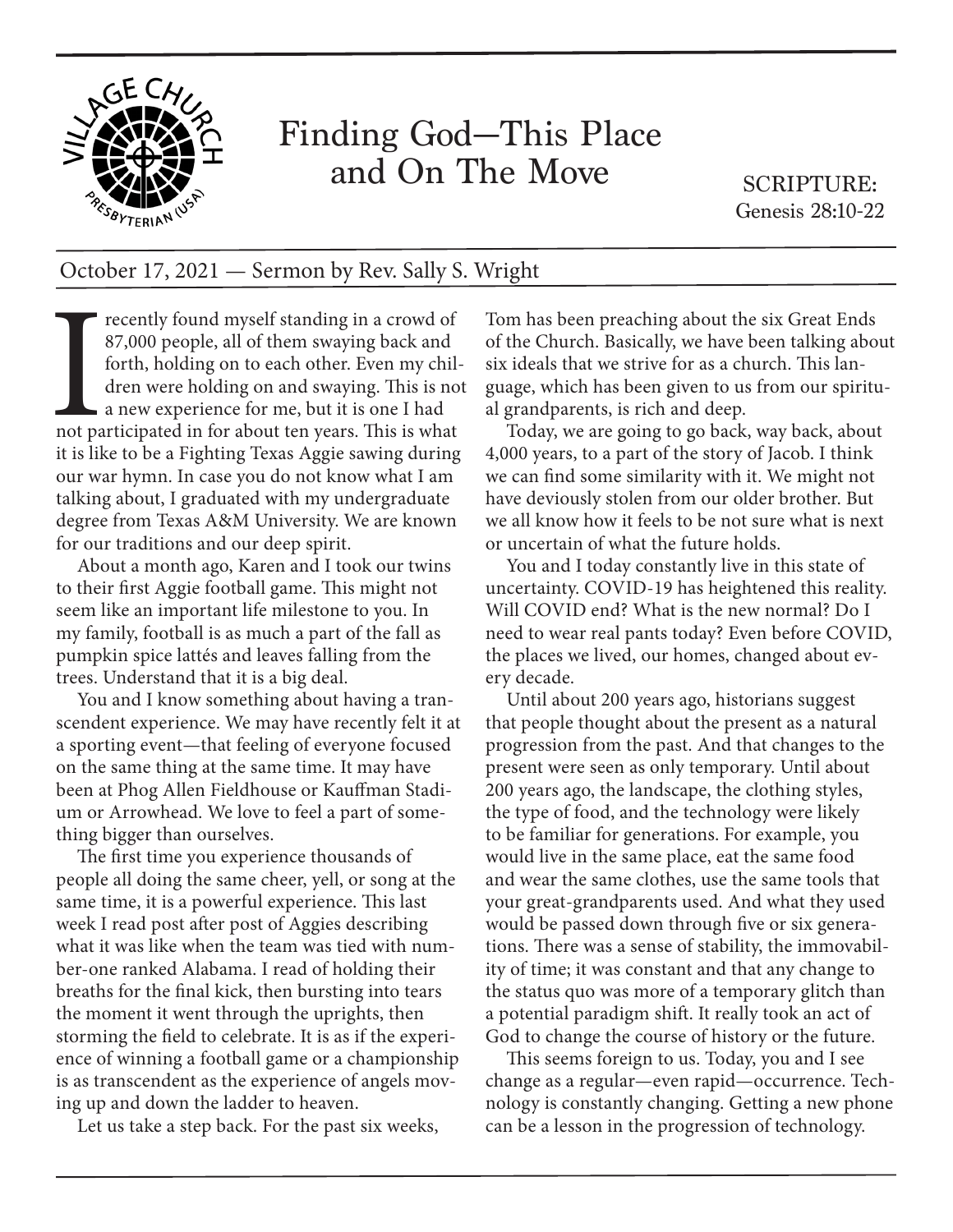# Finding God—This Place and On The Move

SCRIPTURE:
Genesis 28:10-22

October 17, 2021 — Sermon by Rev. Sally S. Wright

I recently found myself standing in a crowd of 87,000 people, all of them swaying back and forth, holding on to each other. Even my children were holding on and swaying. This is not a new experience for me, but it is one I had not participated in for about ten years. This is what it is like to be a Fighting Texas Aggie sawing during our war hymn. In case you do not know what I am talking about, I graduated with my undergraduate degree from Texas A&M University. We are known for our traditions and our deep spirit.

About a month ago, Karen and I took our twins to their first Aggie football game. This might not seem like an important life milestone to you. In my family, football is as much a part of the fall as pumpkin spice lattés and leaves falling from the trees. Understand that it is a big deal.

You and I know something about having a transcendent experience. We may have recently felt it at a sporting event—that feeling of everyone focused on the same thing at the same time. It may have been at Phog Allen Fieldhouse or Kauffman Stadium or Arrowhead. We love to feel a part of something bigger than ourselves.

The first time you experience thousands of people all doing the same cheer, yell, or song at the same time, it is a powerful experience. This last week I read post after post of Aggies describing what it was like when the team was tied with number-one ranked Alabama. I read of holding their breaths for the final kick, then bursting into tears the moment it went through the uprights, then storming the field to celebrate. It is as if the experience of winning a football game or a championship is as transcendent as the experience of angels moving up and down the ladder to heaven.

Let us take a step back. For the past six weeks, Tom has been preaching about the six Great Ends of the Church. Basically, we have been talking about six ideals that we strive for as a church. This language, which has been given to us from our spiritual grandparents, is rich and deep.

Today, we are going to go back, way back, about 4,000 years, to a part of the story of Jacob. I think we can find some similarity with it. We might not have deviously stolen from our older brother. But we all know how it feels to be not sure what is next or uncertain of what the future holds.

You and I today constantly live in this state of uncertainty. COVID-19 has heightened this reality. Will COVID end? What is the new normal? Do I need to wear real pants today? Even before COVID, the places we lived, our homes, changed about every decade.

Until about 200 years ago, historians suggest that people thought about the present as a natural progression from the past. And that changes to the present were seen as only temporary. Until about 200 years ago, the landscape, the clothing styles, the type of food, and the technology were likely to be familiar for generations. For example, you would live in the same place, eat the same food and wear the same clothes, use the same tools that your great-grandparents used. And what they used would be passed down through five or six generations. There was a sense of stability, the immovability of time; it was constant and that any change to the status quo was more of a temporary glitch than a potential paradigm shift. It really took an act of God to change the course of history or the future.

This seems foreign to us. Today, you and I see change as a regular—even rapid—occurrence. Technology is constantly changing. Getting a new phone can be a lesson in the progression of technology.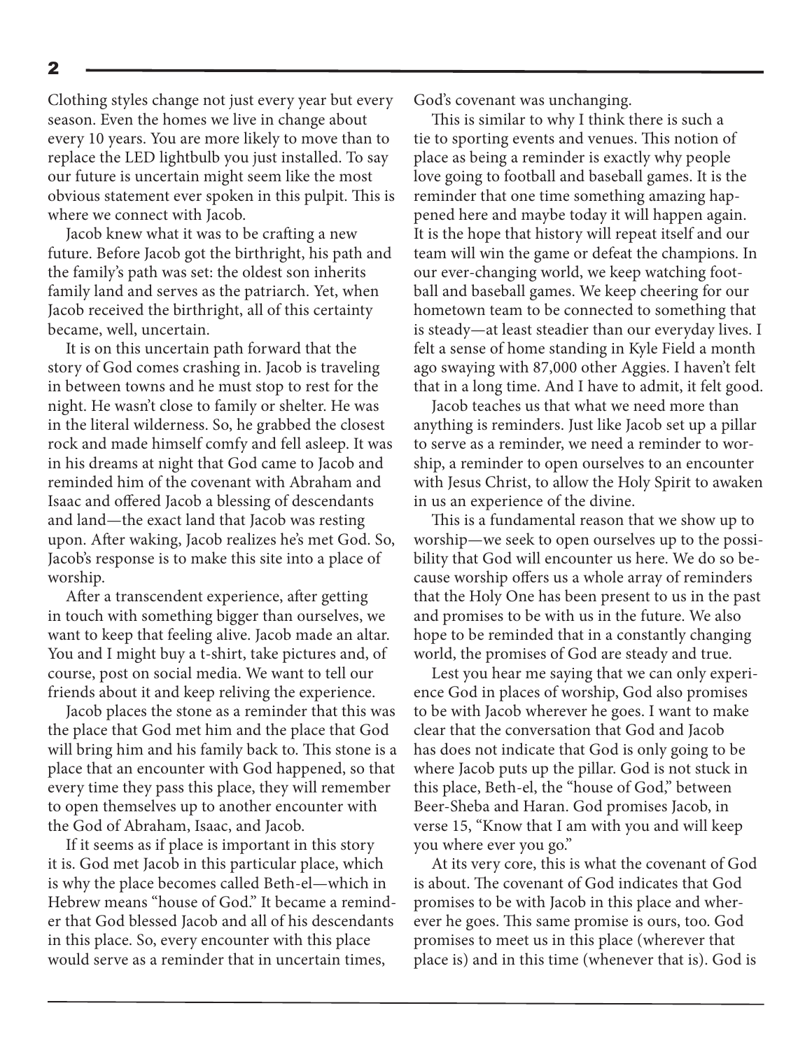Clothing styles change not just every year but every season. Even the homes we live in change about every 10 years. You are more likely to move than to replace the LED lightbulb you just installed. To say our future is uncertain might seem like the most obvious statement ever spoken in this pulpit. This is where we connect with Jacob.

Jacob knew what it was to be crafting a new future. Before Jacob got the birthright, his path and the family's path was set: the oldest son inherits family land and serves as the patriarch. Yet, when Jacob received the birthright, all of this certainty became, well, uncertain.

It is on this uncertain path forward that the story of God comes crashing in. Jacob is traveling in between towns and he must stop to rest for the night. He wasn't close to family or shelter. He was in the literal wilderness. So, he grabbed the closest rock and made himself comfy and fell asleep. It was in his dreams at night that God came to Jacob and reminded him of the covenant with Abraham and Isaac and offered Jacob a blessing of descendants and land—the exact land that Jacob was resting upon. After waking, Jacob realizes he's met God. So, Jacob's response is to make this site into a place of worship.

After a transcendent experience, after getting in touch with something bigger than ourselves, we want to keep that feeling alive. Jacob made an altar. You and I might buy a t-shirt, take pictures and, of course, post on social media. We want to tell our friends about it and keep reliving the experience.

Jacob places the stone as a reminder that this was the place that God met him and the place that God will bring him and his family back to. This stone is a place that an encounter with God happened, so that every time they pass this place, they will remember to open themselves up to another encounter with the God of Abraham, Isaac, and Jacob.

If it seems as if place is important in this story it is. God met Jacob in this particular place, which is why the place becomes called Beth-el—which in Hebrew means "house of God." It became a reminder that God blessed Jacob and all of his descendants in this place. So, every encounter with this place would serve as a reminder that in uncertain times, God's covenant was unchanging.

This is similar to why I think there is such a tie to sporting events and venues. This notion of place as being a reminder is exactly why people love going to football and baseball games. It is the reminder that one time something amazing happened here and maybe today it will happen again. It is the hope that history will repeat itself and our team will win the game or defeat the champions. In our ever-changing world, we keep watching football and baseball games. We keep cheering for our hometown team to be connected to something that is steady—at least steadier than our everyday lives. I felt a sense of home standing in Kyle Field a month ago swaying with 87,000 other Aggies. I haven't felt that in a long time. And I have to admit, it felt good.

Jacob teaches us that what we need more than anything is reminders. Just like Jacob set up a pillar to serve as a reminder, we need a reminder to worship, a reminder to open ourselves to an encounter with Jesus Christ, to allow the Holy Spirit to awaken in us an experience of the divine.

This is a fundamental reason that we show up to worship—we seek to open ourselves up to the possibility that God will encounter us here. We do so because worship offers us a whole array of reminders that the Holy One has been present to us in the past and promises to be with us in the future. We also hope to be reminded that in a constantly changing world, the promises of God are steady and true.

Lest you hear me saying that we can only experience God in places of worship, God also promises to be with Jacob wherever he goes. I want to make clear that the conversation that God and Jacob has does not indicate that God is only going to be where Jacob puts up the pillar. God is not stuck in this place, Beth-el, the "house of God," between Beer-Sheba and Haran. God promises Jacob, in verse 15, "Know that I am with you and will keep you where ever you go."

At its very core, this is what the covenant of God is about. The covenant of God indicates that God promises to be with Jacob in this place and wherever he goes. This same promise is ours, too. God promises to meet us in this place (wherever that place is) and in this time (whenever that is). God is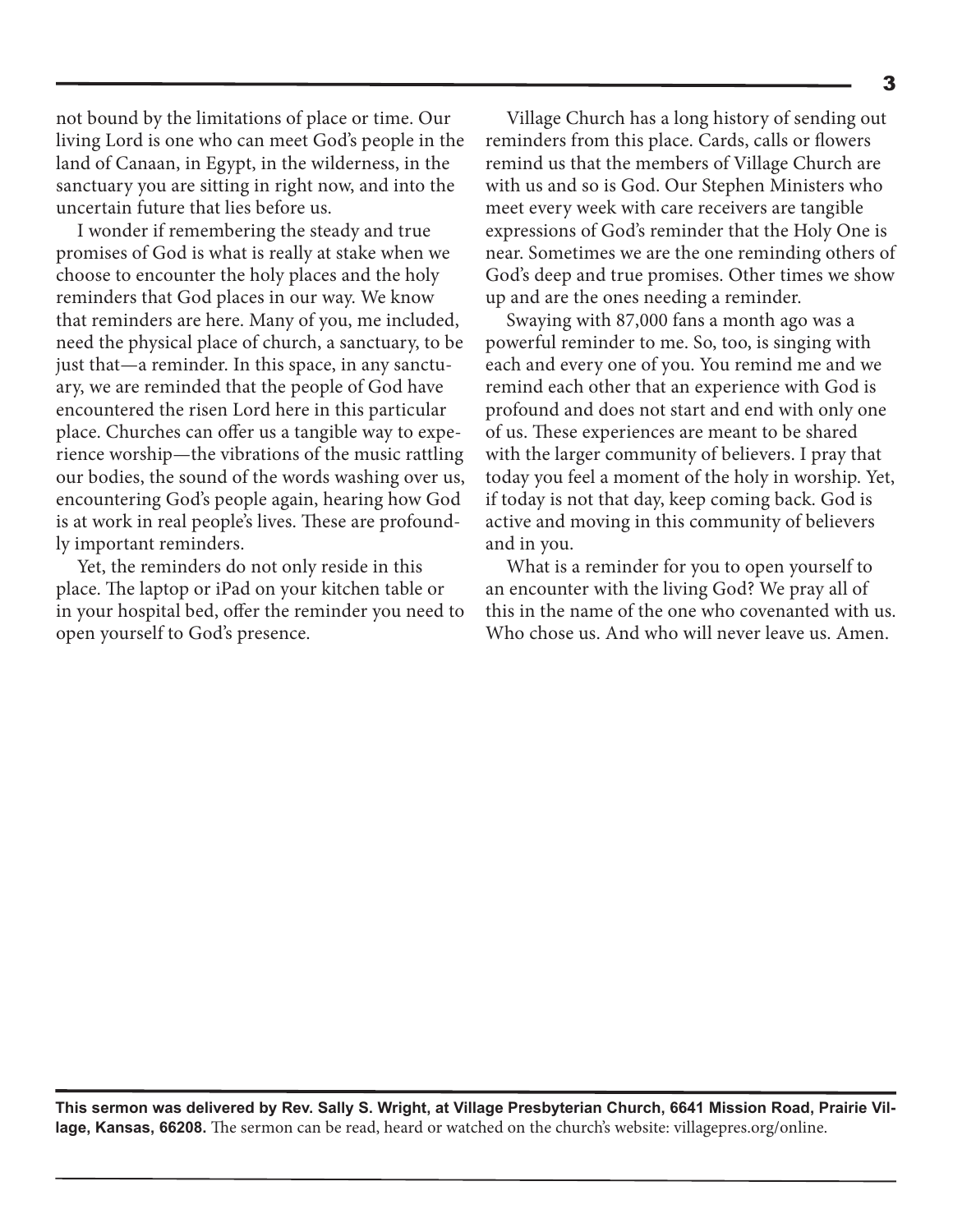not bound by the limitations of place or time. Our living Lord is one who can meet God's people in the land of Canaan, in Egypt, in the wilderness, in the sanctuary you are sitting in right now, and into the uncertain future that lies before us.

I wonder if remembering the steady and true promises of God is what is really at stake when we choose to encounter the holy places and the holy reminders that God places in our way. We know that reminders are here. Many of you, me included, need the physical place of church, a sanctuary, to be just that—a reminder. In this space, in any sanctuary, we are reminded that the people of God have encountered the risen Lord here in this particular place. Churches can offer us a tangible way to experience worship—the vibrations of the music rattling our bodies, the sound of the words washing over us, encountering God's people again, hearing how God is at work in real people's lives. These are profoundly important reminders.

Yet, the reminders do not only reside in this place. The laptop or iPad on your kitchen table or in your hospital bed, offer the reminder you need to open yourself to God's presence.

Village Church has a long history of sending out reminders from this place. Cards, calls or flowers remind us that the members of Village Church are with us and so is God. Our Stephen Ministers who meet every week with care receivers are tangible expressions of God's reminder that the Holy One is near. Sometimes we are the one reminding others of God's deep and true promises. Other times we show up and are the ones needing a reminder.

Swaying with 87,000 fans a month ago was a powerful reminder to me. So, too, is singing with each and every one of you. You remind me and we remind each other that an experience with God is profound and does not start and end with only one of us. These experiences are meant to be shared with the larger community of believers. I pray that today you feel a moment of the holy in worship. Yet, if today is not that day, keep coming back. God is active and moving in this community of believers and in you.

What is a reminder for you to open yourself to an encounter with the living God? We pray all of this in the name of the one who covenanted with us. Who chose us. And who will never leave us. Amen.

---

**This sermon was delivered by Rev. Sally S. Wright, at Village Presbyterian Church, 6641 Mission Road, Prairie Village, Kansas, 66208.** The sermon can be read, heard or watched on the church's website: villagepres.org/online.